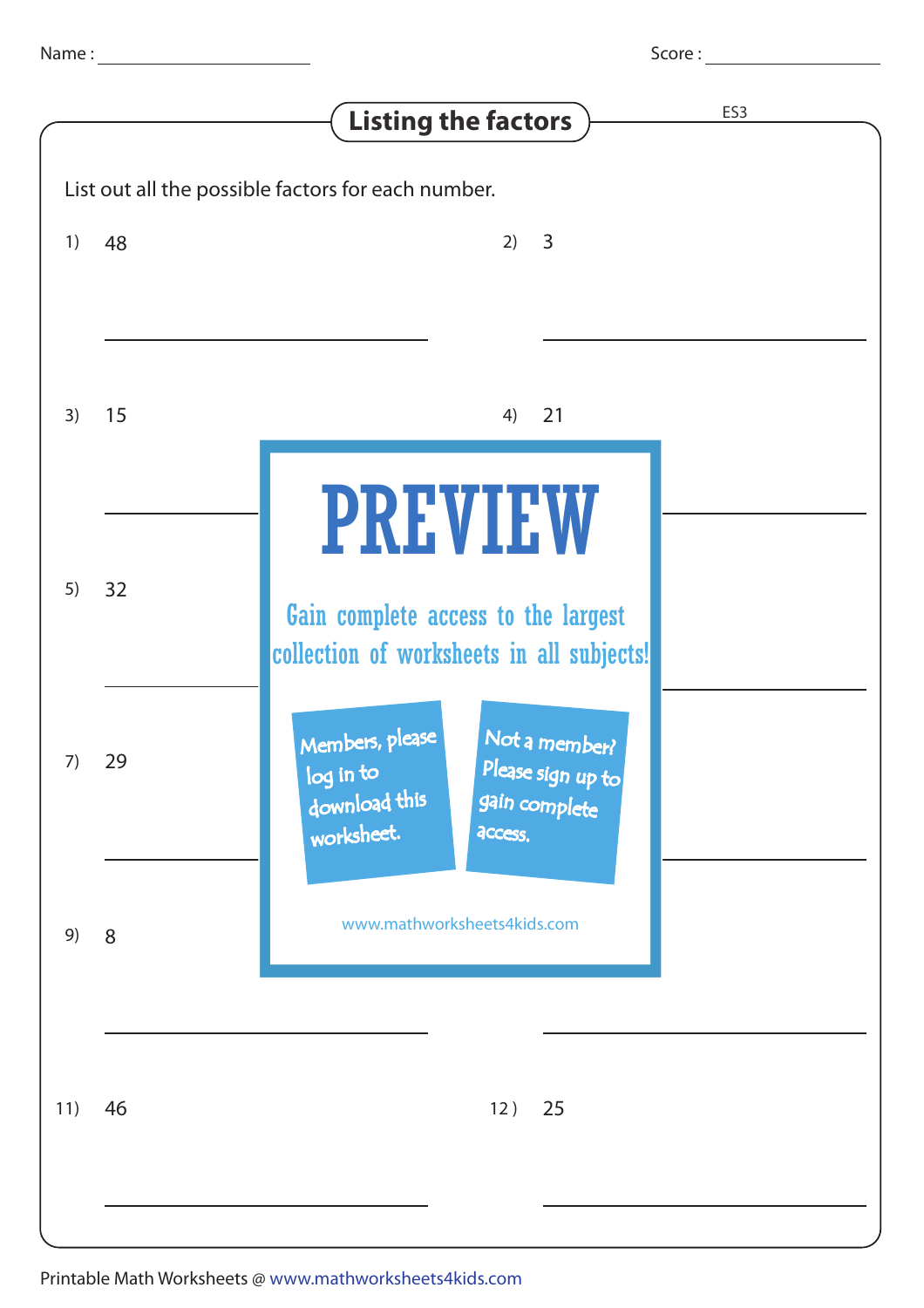Name : ____________________ Score : ______________

# Listing the factors

ES3

List out all the possible factors for each number.

1) 48

____________________

2) 3

____________________

3) 15

____________________

4) 21

____________________

5) 32

____________________

7) 29

____________________

9) 8

____________________

11) 46

____________________

12) 25

____________________

PREVIEW

Gain complete access to the largest collection of worksheets in all subjects!

Members, please log in to download this worksheet.

Not a member? Please sign up to gain complete access.

www.mathworksheets4kids.com

Printable Math Worksheets @ www.mathworksheets4kids.com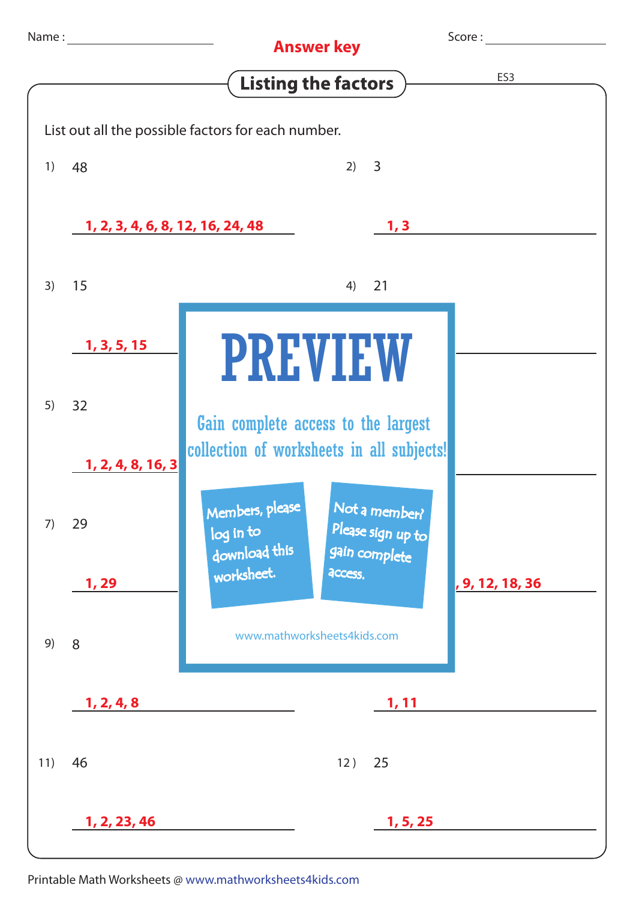Name : ______________ **Answer key** Score : ______________

## Listing the factors

ES3

List out all the possible factors for each number.

1) 48

**1, 2, 3, 4, 6, 8, 12, 16, 24, 48**

2) 3

**1, 3**

3) 15

**1, 3, 5, 15**

4) 21

5) 32

**1, 2, 4, 8, 16, 3**

7) 29

**1, 29**

**, 9, 12, 18, 36**

9) 8

**1, 2, 4, 8**

**1, 11**

11) 46

**1, 2, 23, 46**

12) 25

**1, 5, 25**

PREVIEW

Gain complete access to the largest collection of worksheets in all subjects!

Members, please log in to download this worksheet.

Not a member? Please sign up to gain complete access.

www.mathworksheets4kids.com

Printable Math Worksheets @ www.mathworksheets4kids.com